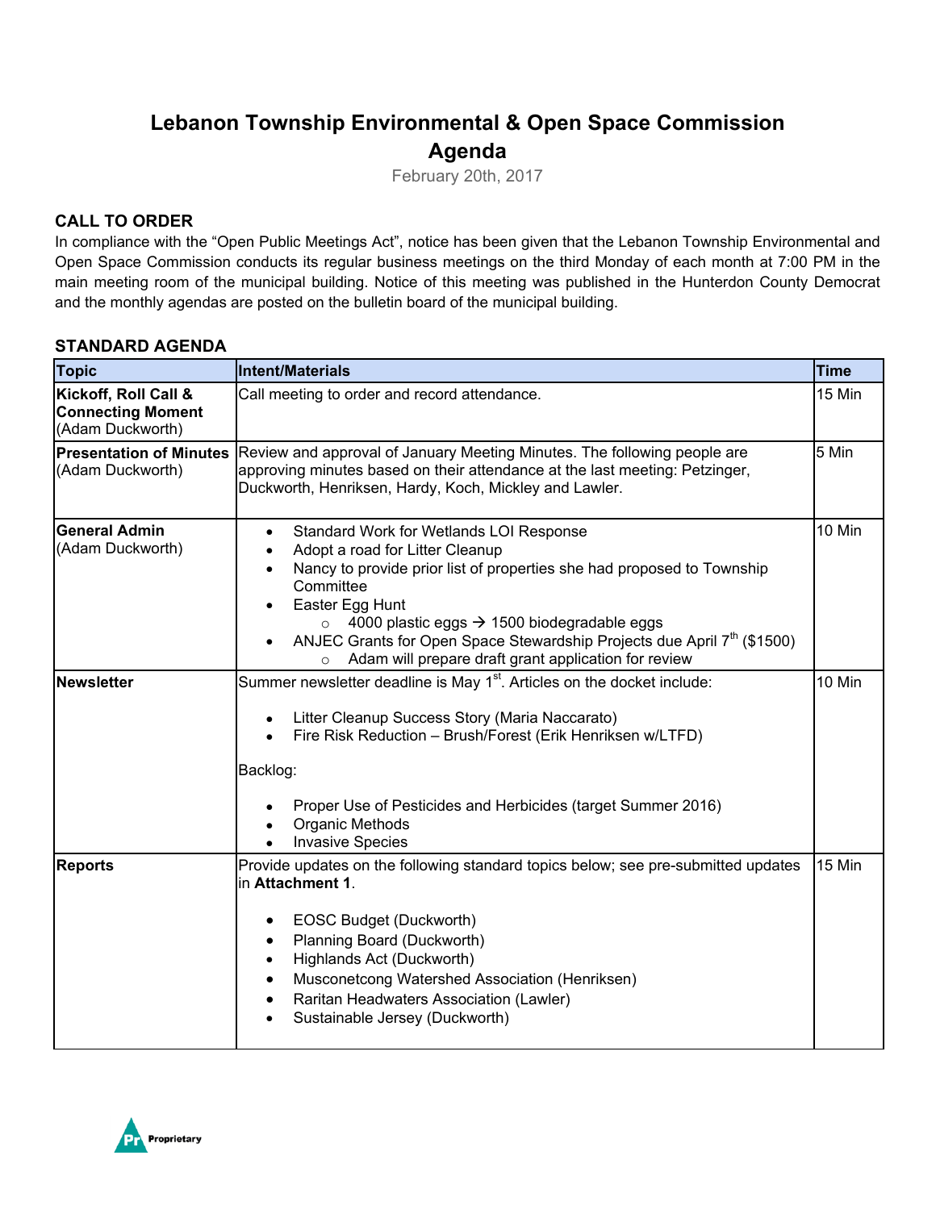# Lebanon Township Environmental & Open Space Commission
# Agenda

February 20th, 2017

## CALL TO ORDER

In compliance with the "Open Public Meetings Act", notice has been given that the Lebanon Township Environmental and Open Space Commission conducts its regular business meetings on the third Monday of each month at 7:00 PM in the main meeting room of the municipal building. Notice of this meeting was published in the Hunterdon County Democrat and the monthly agendas are posted on the bulletin board of the municipal building.

## STANDARD AGENDA

| Topic | Intent/Materials | Time |
|---|---|---|
| **Kickoff, Roll Call & Connecting Moment** (Adam Duckworth) | Call meeting to order and record attendance. | 15 Min |
| **Presentation of Minutes** (Adam Duckworth) | Review and approval of January Meeting Minutes. The following people are approving minutes based on their attendance at the last meeting: Petzinger, Duckworth, Henriksen, Hardy, Koch, Mickley and Lawler. | 5 Min |
| **General Admin** (Adam Duckworth) | • Standard Work for Wetlands LOI Response<br>• Adopt a road for Litter Cleanup<br>• Nancy to provide prior list of properties she had proposed to Township Committee<br>• Easter Egg Hunt<br>  ○ 4000 plastic eggs → 1500 biodegradable eggs<br>• ANJEC Grants for Open Space Stewardship Projects due April 7th ($1500)<br>  ○ Adam will prepare draft grant application for review | 10 Min |
| **Newsletter** | Summer newsletter deadline is May 1st. Articles on the docket include:<br><br>• Litter Cleanup Success Story (Maria Naccarato)<br>• Fire Risk Reduction – Brush/Forest (Erik Henriksen w/LTFD)<br><br>Backlog:<br><br>• Proper Use of Pesticides and Herbicides (target Summer 2016)<br>• Organic Methods<br>• Invasive Species | 10 Min |
| **Reports** | Provide updates on the following standard topics below; see pre-submitted updates in **Attachment 1**.<br><br>• EOSC Budget (Duckworth)<br>• Planning Board (Duckworth)<br>• Highlands Act (Duckworth)<br>• Musconetcong Watershed Association (Henriksen)<br>• Raritan Headwaters Association (Lawler)<br>• Sustainable Jersey (Duckworth) | 15 Min |

Proprietary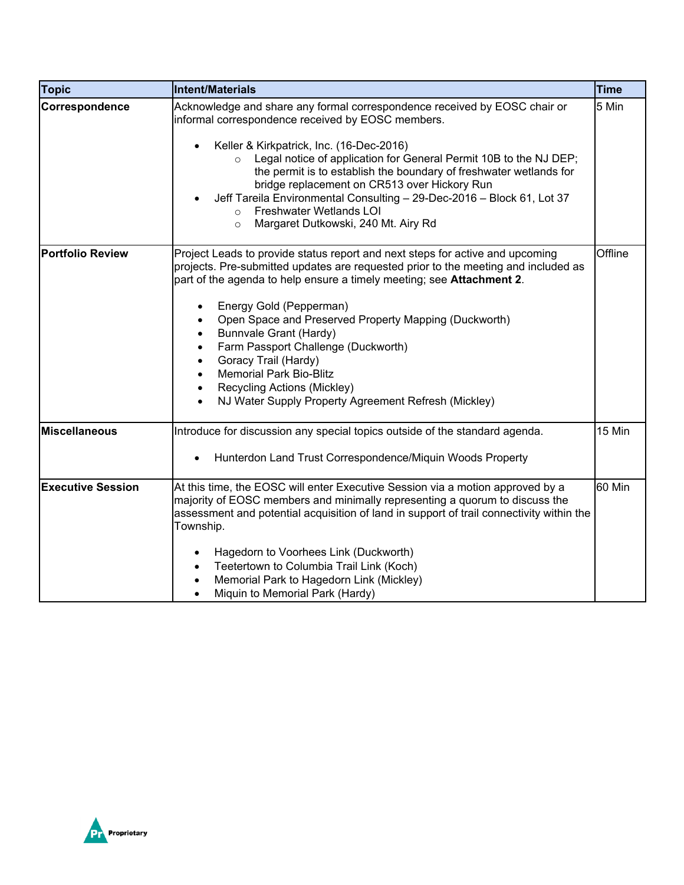| Topic | Intent/Materials | Time |
|---|---|---|
| **Correspondence** | Acknowledge and share any formal correspondence received by EOSC chair or informal correspondence received by EOSC members.<br><br>• Keller & Kirkpatrick, Inc. (16-Dec-2016)<br>&nbsp;&nbsp;&nbsp;&nbsp;○ Legal notice of application for General Permit 10B to the NJ DEP; the permit is to establish the boundary of freshwater wetlands for bridge replacement on CR513 over Hickory Run<br>• Jeff Tareila Environmental Consulting – 29-Dec-2016 – Block 61, Lot 37<br>&nbsp;&nbsp;&nbsp;&nbsp;○ Freshwater Wetlands LOI<br>&nbsp;&nbsp;&nbsp;&nbsp;○ Margaret Dutkowski, 240 Mt. Airy Rd | 5 Min |
| **Portfolio Review** | Project Leads to provide status report and next steps for active and upcoming projects. Pre-submitted updates are requested prior to the meeting and included as part of the agenda to help ensure a timely meeting; see **Attachment 2**.<br><br>• Energy Gold (Pepperman)<br>• Open Space and Preserved Property Mapping (Duckworth)<br>• Bunnvale Grant (Hardy)<br>• Farm Passport Challenge (Duckworth)<br>• Goracy Trail (Hardy)<br>• Memorial Park Bio-Blitz<br>• Recycling Actions (Mickley)<br>• NJ Water Supply Property Agreement Refresh (Mickley) | Offline |
| **Miscellaneous** | Introduce for discussion any special topics outside of the standard agenda.<br><br>• Hunterdon Land Trust Correspondence/Miquin Woods Property | 15 Min |
| **Executive Session** | At this time, the EOSC will enter Executive Session via a motion approved by a majority of EOSC members and minimally representing a quorum to discuss the assessment and potential acquisition of land in support of trail connectivity within the Township.<br><br>• Hagedorn to Voorhees Link (Duckworth)<br>• Teetertown to Columbia Trail Link (Koch)<br>• Memorial Park to Hagedorn Link (Mickley)<br>• Miquin to Memorial Park (Hardy) | 60 Min |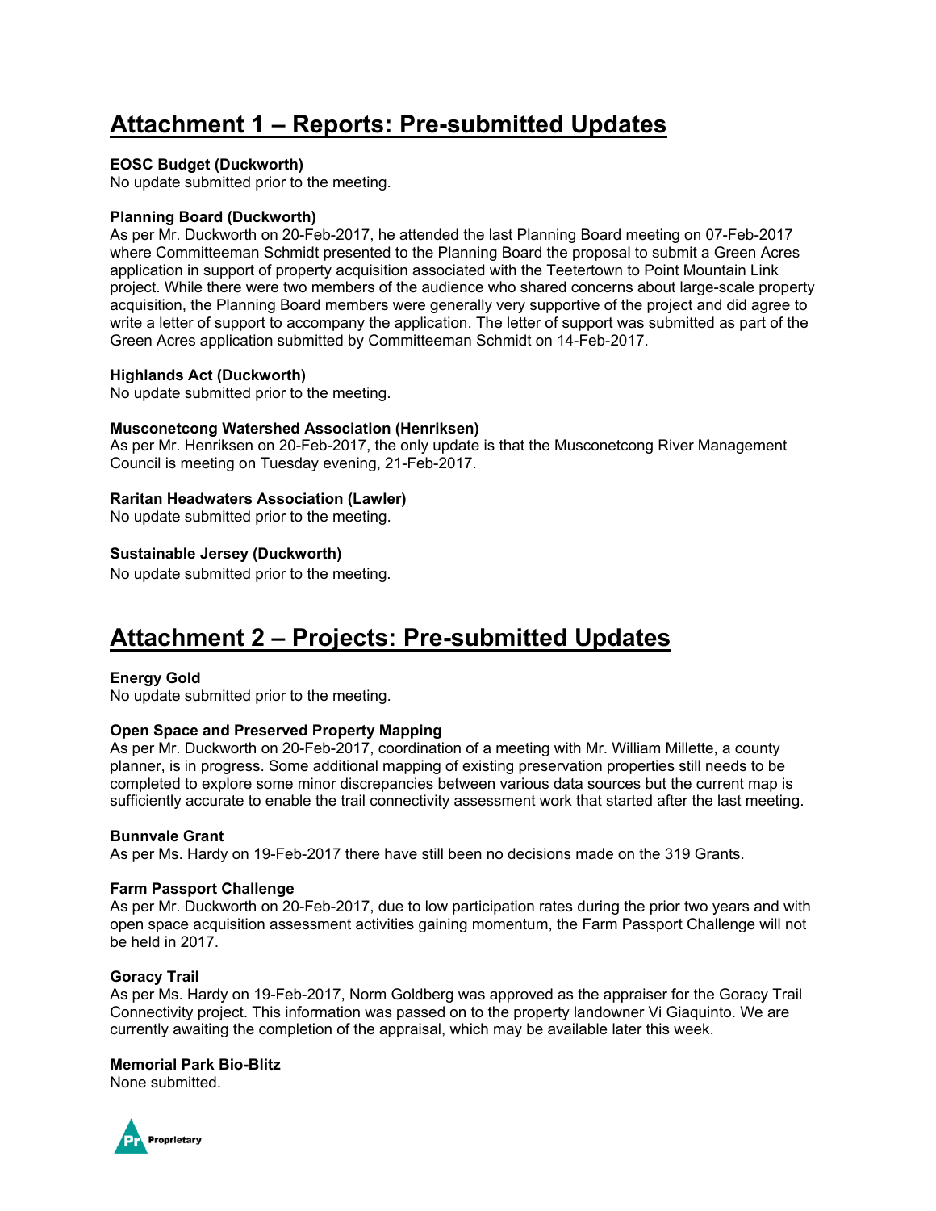# Attachment 1 – Reports: Pre-submitted Updates

**EOSC Budget (Duckworth)**
No update submitted prior to the meeting.

**Planning Board (Duckworth)**
As per Mr. Duckworth on 20-Feb-2017, he attended the last Planning Board meeting on 07-Feb-2017 where Committeeman Schmidt presented to the Planning Board the proposal to submit a Green Acres application in support of property acquisition associated with the Teetertown to Point Mountain Link project. While there were two members of the audience who shared concerns about large-scale property acquisition, the Planning Board members were generally very supportive of the project and did agree to write a letter of support to accompany the application. The letter of support was submitted as part of the Green Acres application submitted by Committeeman Schmidt on 14-Feb-2017.

**Highlands Act (Duckworth)**
No update submitted prior to the meeting.

**Musconetcong Watershed Association (Henriksen)**
As per Mr. Henriksen on 20-Feb-2017, the only update is that the Musconetcong River Management Council is meeting on Tuesday evening, 21-Feb-2017.

**Raritan Headwaters Association (Lawler)**
No update submitted prior to the meeting.

**Sustainable Jersey (Duckworth)**
No update submitted prior to the meeting.

# Attachment 2 – Projects: Pre-submitted Updates

**Energy Gold**
No update submitted prior to the meeting.

**Open Space and Preserved Property Mapping**
As per Mr. Duckworth on 20-Feb-2017, coordination of a meeting with Mr. William Millette, a county planner, is in progress. Some additional mapping of existing preservation properties still needs to be completed to explore some minor discrepancies between various data sources but the current map is sufficiently accurate to enable the trail connectivity assessment work that started after the last meeting.

**Bunnvale Grant**
As per Ms. Hardy on 19-Feb-2017 there have still been no decisions made on the 319 Grants.

**Farm Passport Challenge**
As per Mr. Duckworth on 20-Feb-2017, due to low participation rates during the prior two years and with open space acquisition assessment activities gaining momentum, the Farm Passport Challenge will not be held in 2017.

**Goracy Trail**
As per Ms. Hardy on 19-Feb-2017, Norm Goldberg was approved as the appraiser for the Goracy Trail Connectivity project. This information was passed on to the property landowner Vi Giaquinto. We are currently awaiting the completion of the appraisal, which may be available later this week.

**Memorial Park Bio-Blitz**
None submitted.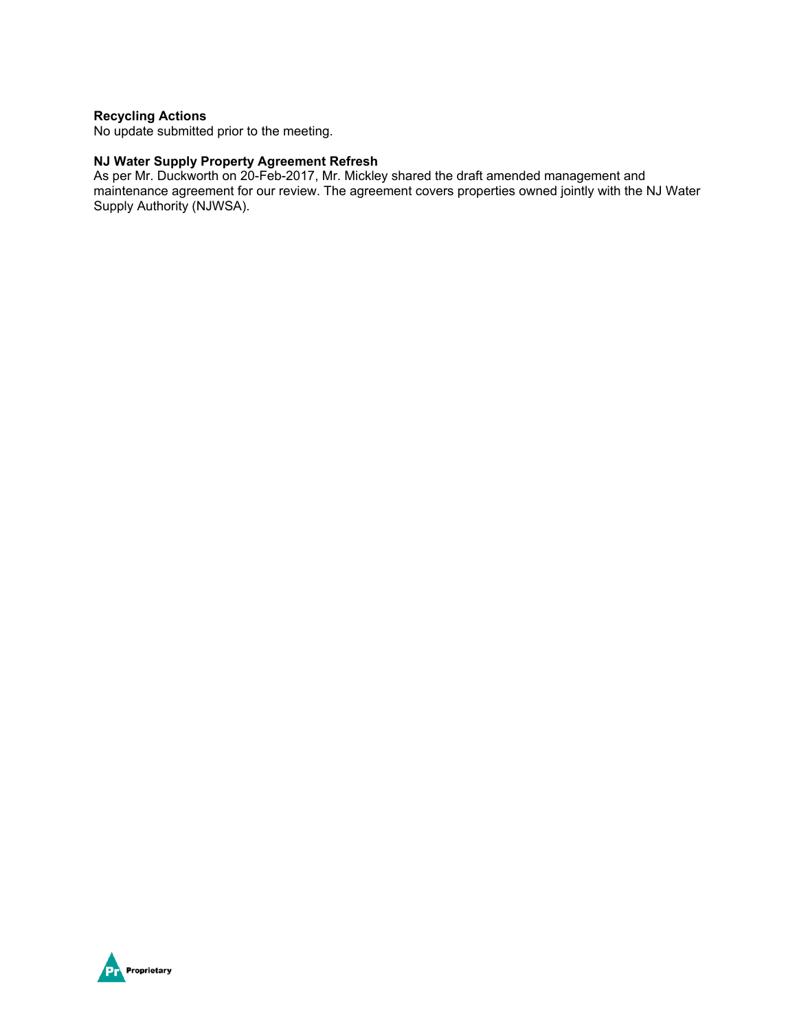**Recycling Actions**
No update submitted prior to the meeting.

**NJ Water Supply Property Agreement Refresh**
As per Mr. Duckworth on 20-Feb-2017, Mr. Mickley shared the draft amended management and maintenance agreement for our review. The agreement covers properties owned jointly with the NJ Water Supply Authority (NJWSA).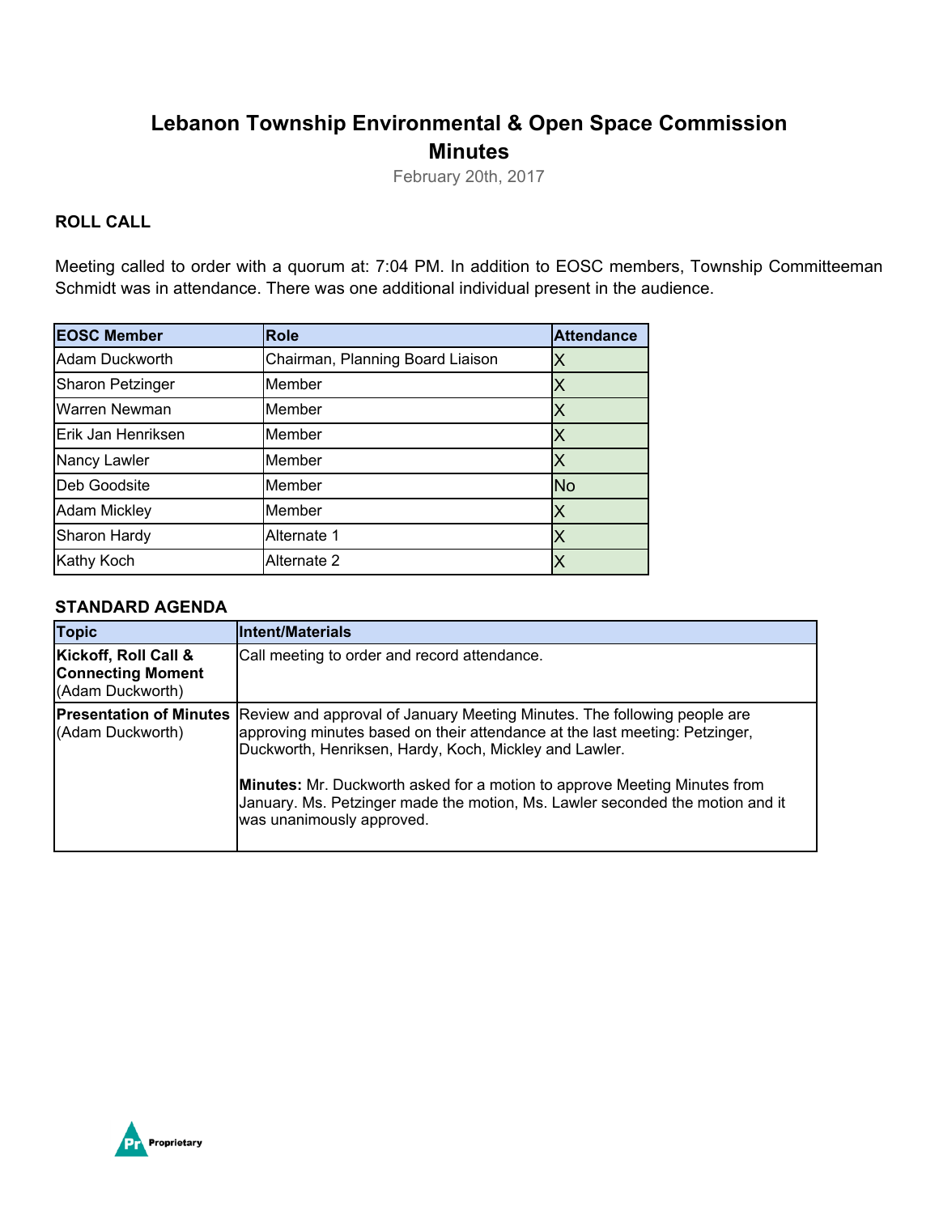# Lebanon Township Environmental & Open Space Commission Minutes

February 20th, 2017

### ROLL CALL

Meeting called to order with a quorum at: 7:04 PM. In addition to EOSC members, Township Committeeman Schmidt was in attendance. There was one additional individual present in the audience.

| EOSC Member | Role | Attendance |
|---|---|---|
| Adam Duckworth | Chairman, Planning Board Liaison | X |
| Sharon Petzinger | Member | X |
| Warren Newman | Member | X |
| Erik Jan Henriksen | Member | X |
| Nancy Lawler | Member | X |
| Deb Goodsite | Member | No |
| Adam Mickley | Member | X |
| Sharon Hardy | Alternate 1 | X |
| Kathy Koch | Alternate 2 | X |

### STANDARD AGENDA

| Topic | Intent/Materials |
|---|---|
| **Kickoff, Roll Call & Connecting Moment** (Adam Duckworth) | Call meeting to order and record attendance. |
| **Presentation of Minutes** (Adam Duckworth) | Review and approval of January Meeting Minutes. The following people are approving minutes based on their attendance at the last meeting: Petzinger, Duckworth, Henriksen, Hardy, Koch, Mickley and Lawler.<br><br>**Minutes:** Mr. Duckworth asked for a motion to approve Meeting Minutes from January. Ms. Petzinger made the motion, Ms. Lawler seconded the motion and it was unanimously approved. |

Proprietary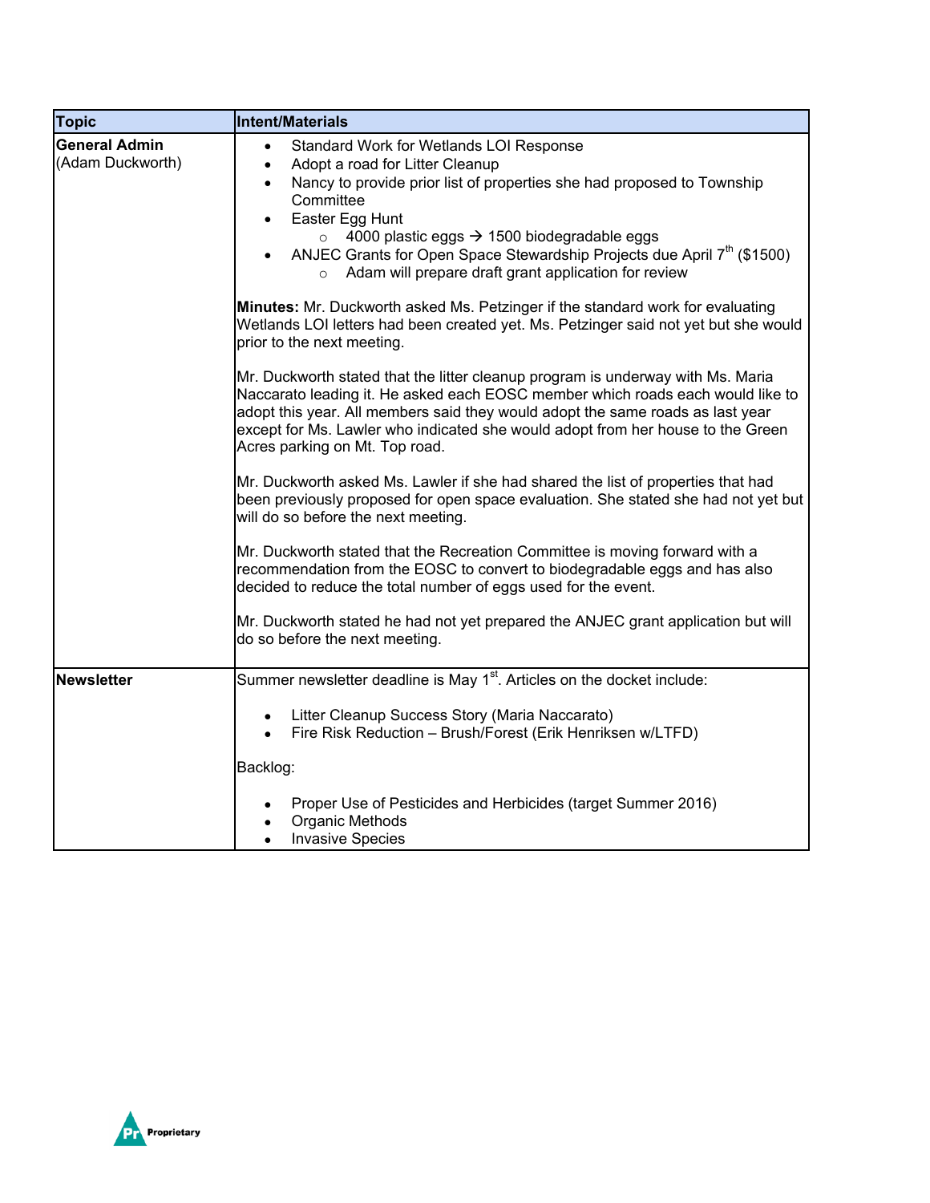| Topic | Intent/Materials |
| --- | --- |
| **General Admin** (Adam Duckworth) | • Standard Work for Wetlands LOI Response<br>• Adopt a road for Litter Cleanup<br>• Nancy to provide prior list of properties she had proposed to Township Committee<br>• Easter Egg Hunt<br>  ○ 4000 plastic eggs → 1500 biodegradable eggs<br>• ANJEC Grants for Open Space Stewardship Projects due April 7th ($1500)<br>  ○ Adam will prepare draft grant application for review<br><br>**Minutes:** Mr. Duckworth asked Ms. Petzinger if the standard work for evaluating Wetlands LOI letters had been created yet. Ms. Petzinger said not yet but she would prior to the next meeting.<br><br>Mr. Duckworth stated that the litter cleanup program is underway with Ms. Maria Naccarato leading it. He asked each EOSC member which roads each would like to adopt this year. All members said they would adopt the same roads as last year except for Ms. Lawler who indicated she would adopt from her house to the Green Acres parking on Mt. Top road.<br><br>Mr. Duckworth asked Ms. Lawler if she had shared the list of properties that had been previously proposed for open space evaluation. She stated she had not yet but will do so before the next meeting.<br><br>Mr. Duckworth stated that the Recreation Committee is moving forward with a recommendation from the EOSC to convert to biodegradable eggs and has also decided to reduce the total number of eggs used for the event.<br><br>Mr. Duckworth stated he had not yet prepared the ANJEC grant application but will do so before the next meeting. |
| **Newsletter** | Summer newsletter deadline is May 1st. Articles on the docket include:<br><br>• Litter Cleanup Success Story (Maria Naccarato)<br>• Fire Risk Reduction – Brush/Forest (Erik Henriksen w/LTFD)<br><br>Backlog:<br><br>• Proper Use of Pesticides and Herbicides (target Summer 2016)<br>• Organic Methods<br>• Invasive Species |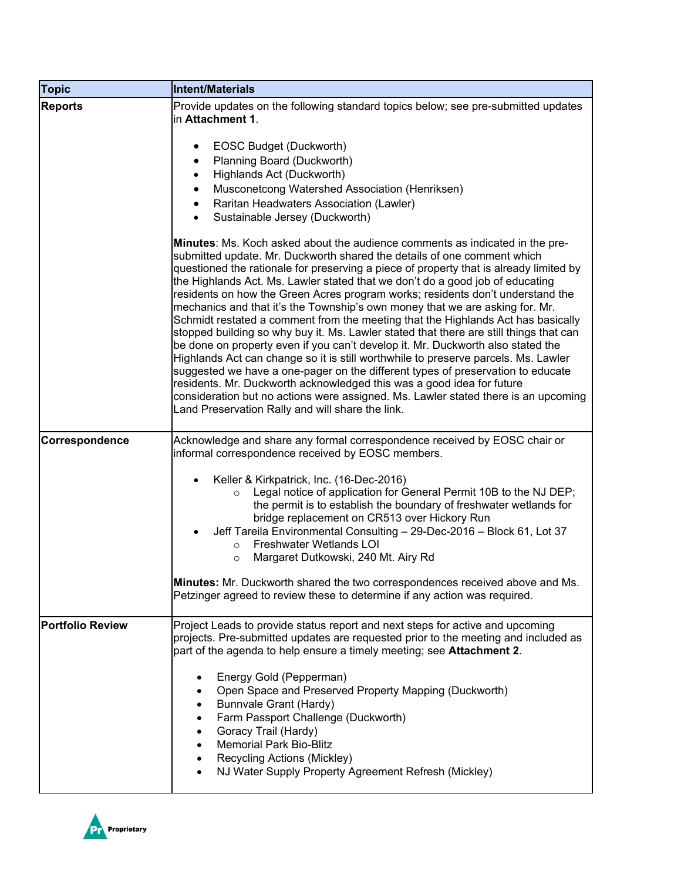| Topic | Intent/Materials |
|---|---|
| **Reports** | Provide updates on the following standard topics below; see pre-submitted updates in **Attachment 1**.<br><br>• EOSC Budget (Duckworth)<br>• Planning Board (Duckworth)<br>• Highlands Act (Duckworth)<br>• Musconetcong Watershed Association (Henriksen)<br>• Raritan Headwaters Association (Lawler)<br>• Sustainable Jersey (Duckworth)<br><br>**Minutes**: Ms. Koch asked about the audience comments as indicated in the pre-submitted update. Mr. Duckworth shared the details of one comment which questioned the rationale for preserving a piece of property that is already limited by the Highlands Act. Ms. Lawler stated that we don't do a good job of educating residents on how the Green Acres program works; residents don't understand the mechanics and that it's the Township's own money that we are asking for. Mr. Schmidt restated a comment from the meeting that the Highlands Act has basically stopped building so why buy it. Ms. Lawler stated that there are still things that can be done on property even if you can't develop it. Mr. Duckworth also stated the Highlands Act can change so it is still worthwhile to preserve parcels. Ms. Lawler suggested we have a one-pager on the different types of preservation to educate residents. Mr. Duckworth acknowledged this was a good idea for future consideration but no actions were assigned. Ms. Lawler stated there is an upcoming Land Preservation Rally and will share the link. |
| **Correspondence** | Acknowledge and share any formal correspondence received by EOSC chair or informal correspondence received by EOSC members.<br><br>• Keller & Kirkpatrick, Inc. (16-Dec-2016)<br>&nbsp;&nbsp;&nbsp;&nbsp;○ Legal notice of application for General Permit 10B to the NJ DEP; the permit is to establish the boundary of freshwater wetlands for bridge replacement on CR513 over Hickory Run<br>• Jeff Tareila Environmental Consulting – 29-Dec-2016 – Block 61, Lot 37<br>&nbsp;&nbsp;&nbsp;&nbsp;○ Freshwater Wetlands LOI<br>&nbsp;&nbsp;&nbsp;&nbsp;○ Margaret Dutkowski, 240 Mt. Airy Rd<br><br>**Minutes:** Mr. Duckworth shared the two correspondences received above and Ms. Petzinger agreed to review these to determine if any action was required. |
| **Portfolio Review** | Project Leads to provide status report and next steps for active and upcoming projects. Pre-submitted updates are requested prior to the meeting and included as part of the agenda to help ensure a timely meeting; see **Attachment 2**.<br><br>• Energy Gold (Pepperman)<br>• Open Space and Preserved Property Mapping (Duckworth)<br>• Bunnvale Grant (Hardy)<br>• Farm Passport Challenge (Duckworth)<br>• Goracy Trail (Hardy)<br>• Memorial Park Bio-Blitz<br>• Recycling Actions (Mickley)<br>• NJ Water Supply Property Agreement Refresh (Mickley) |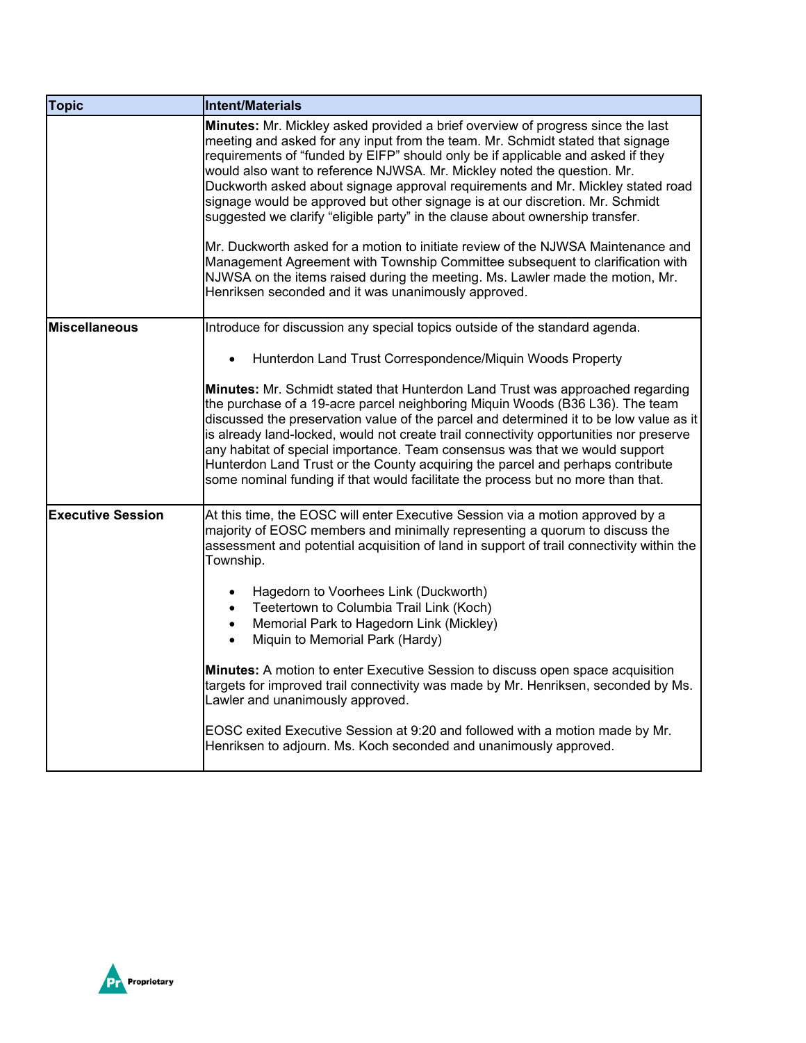| Topic | Intent/Materials |
|---|---|
| | **Minutes:** Mr. Mickley asked provided a brief overview of progress since the last meeting and asked for any input from the team. Mr. Schmidt stated that signage requirements of "funded by EIFP" should only be if applicable and asked if they would also want to reference NJWSA. Mr. Mickley noted the question. Mr. Duckworth asked about signage approval requirements and Mr. Mickley stated road signage would be approved but other signage is at our discretion. Mr. Schmidt suggested we clarify "eligible party" in the clause about ownership transfer.<br><br>Mr. Duckworth asked for a motion to initiate review of the NJWSA Maintenance and Management Agreement with Township Committee subsequent to clarification with NJWSA on the items raised during the meeting. Ms. Lawler made the motion, Mr. Henriksen seconded and it was unanimously approved. |
| **Miscellaneous** | Introduce for discussion any special topics outside of the standard agenda.<br><br>• Hunterdon Land Trust Correspondence/Miquin Woods Property<br><br>**Minutes:** Mr. Schmidt stated that Hunterdon Land Trust was approached regarding the purchase of a 19-acre parcel neighboring Miquin Woods (B36 L36). The team discussed the preservation value of the parcel and determined it to be low value as it is already land-locked, would not create trail connectivity opportunities nor preserve any habitat of special importance. Team consensus was that we would support Hunterdon Land Trust or the County acquiring the parcel and perhaps contribute some nominal funding if that would facilitate the process but no more than that. |
| **Executive Session** | At this time, the EOSC will enter Executive Session via a motion approved by a majority of EOSC members and minimally representing a quorum to discuss the assessment and potential acquisition of land in support of trail connectivity within the Township.<br><br>• Hagedorn to Voorhees Link (Duckworth)<br>• Teetertown to Columbia Trail Link (Koch)<br>• Memorial Park to Hagedorn Link (Mickley)<br>• Miquin to Memorial Park (Hardy)<br><br>**Minutes:** A motion to enter Executive Session to discuss open space acquisition targets for improved trail connectivity was made by Mr. Henriksen, seconded by Ms. Lawler and unanimously approved.<br><br>EOSC exited Executive Session at 9:20 and followed with a motion made by Mr. Henriksen to adjourn. Ms. Koch seconded and unanimously approved. |